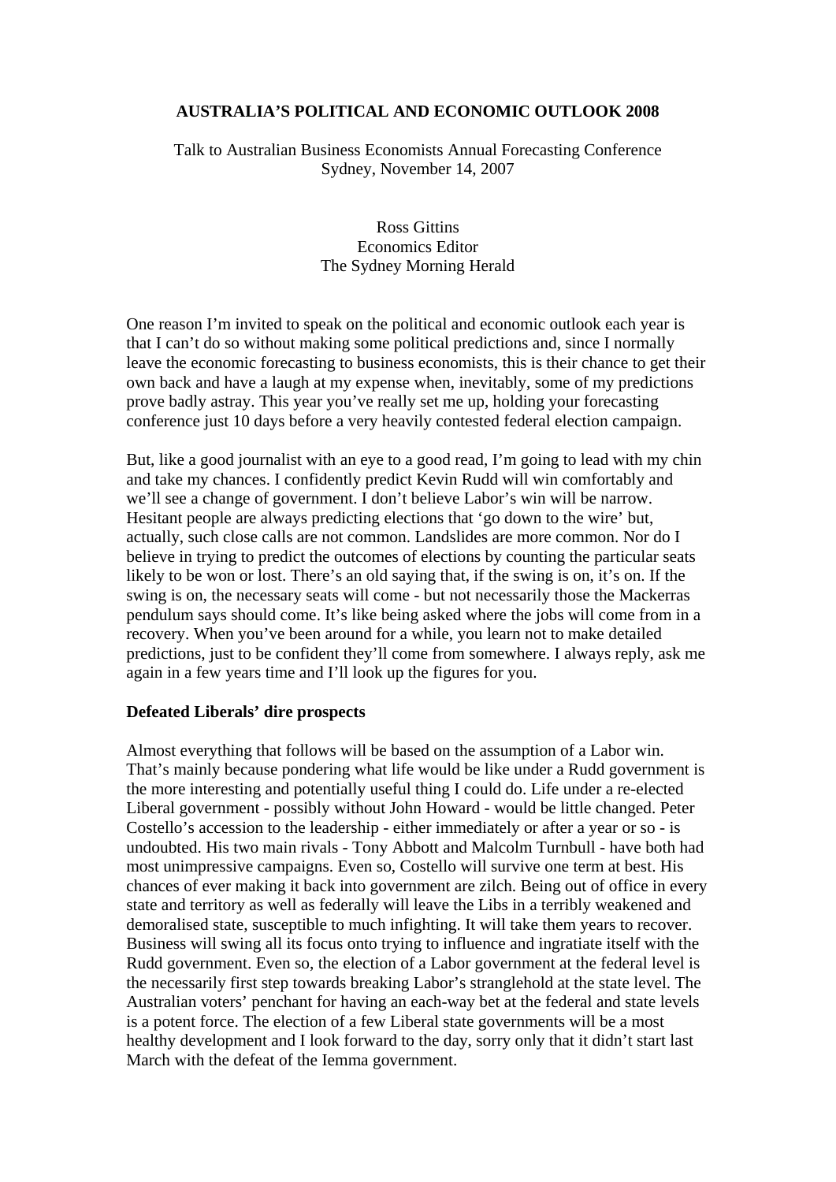# AUSTRALIA'S POLITICAL AND ECONOMIC OUTLOOK 2008

Talk to Australian Business Economists Annual Forecasting Conference
Sydney, November 14, 2007

Ross Gittins
Economics Editor
The Sydney Morning Herald

One reason I'm invited to speak on the political and economic outlook each year is that I can't do so without making some political predictions and, since I normally leave the economic forecasting to business economists, this is their chance to get their own back and have a laugh at my expense when, inevitably, some of my predictions prove badly astray. This year you've really set me up, holding your forecasting conference just 10 days before a very heavily contested federal election campaign.

But, like a good journalist with an eye to a good read, I'm going to lead with my chin and take my chances. I confidently predict Kevin Rudd will win comfortably and we'll see a change of government. I don't believe Labor's win will be narrow. Hesitant people are always predicting elections that 'go down to the wire' but, actually, such close calls are not common. Landslides are more common. Nor do I believe in trying to predict the outcomes of elections by counting the particular seats likely to be won or lost. There's an old saying that, if the swing is on, it's on. If the swing is on, the necessary seats will come - but not necessarily those the Mackerras pendulum says should come. It's like being asked where the jobs will come from in a recovery. When you've been around for a while, you learn not to make detailed predictions, just to be confident they'll come from somewhere. I always reply, ask me again in a few years time and I'll look up the figures for you.

## Defeated Liberals' dire prospects

Almost everything that follows will be based on the assumption of a Labor win. That's mainly because pondering what life would be like under a Rudd government is the more interesting and potentially useful thing I could do. Life under a re-elected Liberal government - possibly without John Howard - would be little changed. Peter Costello's accession to the leadership - either immediately or after a year or so - is undoubted. His two main rivals - Tony Abbott and Malcolm Turnbull - have both had most unimpressive campaigns. Even so, Costello will survive one term at best. His chances of ever making it back into government are zilch. Being out of office in every state and territory as well as federally will leave the Libs in a terribly weakened and demoralised state, susceptible to much infighting. It will take them years to recover. Business will swing all its focus onto trying to influence and ingratiate itself with the Rudd government. Even so, the election of a Labor government at the federal level is the necessarily first step towards breaking Labor's stranglehold at the state level. The Australian voters' penchant for having an each-way bet at the federal and state levels is a potent force. The election of a few Liberal state governments will be a most healthy development and I look forward to the day, sorry only that it didn't start last March with the defeat of the Iemma government.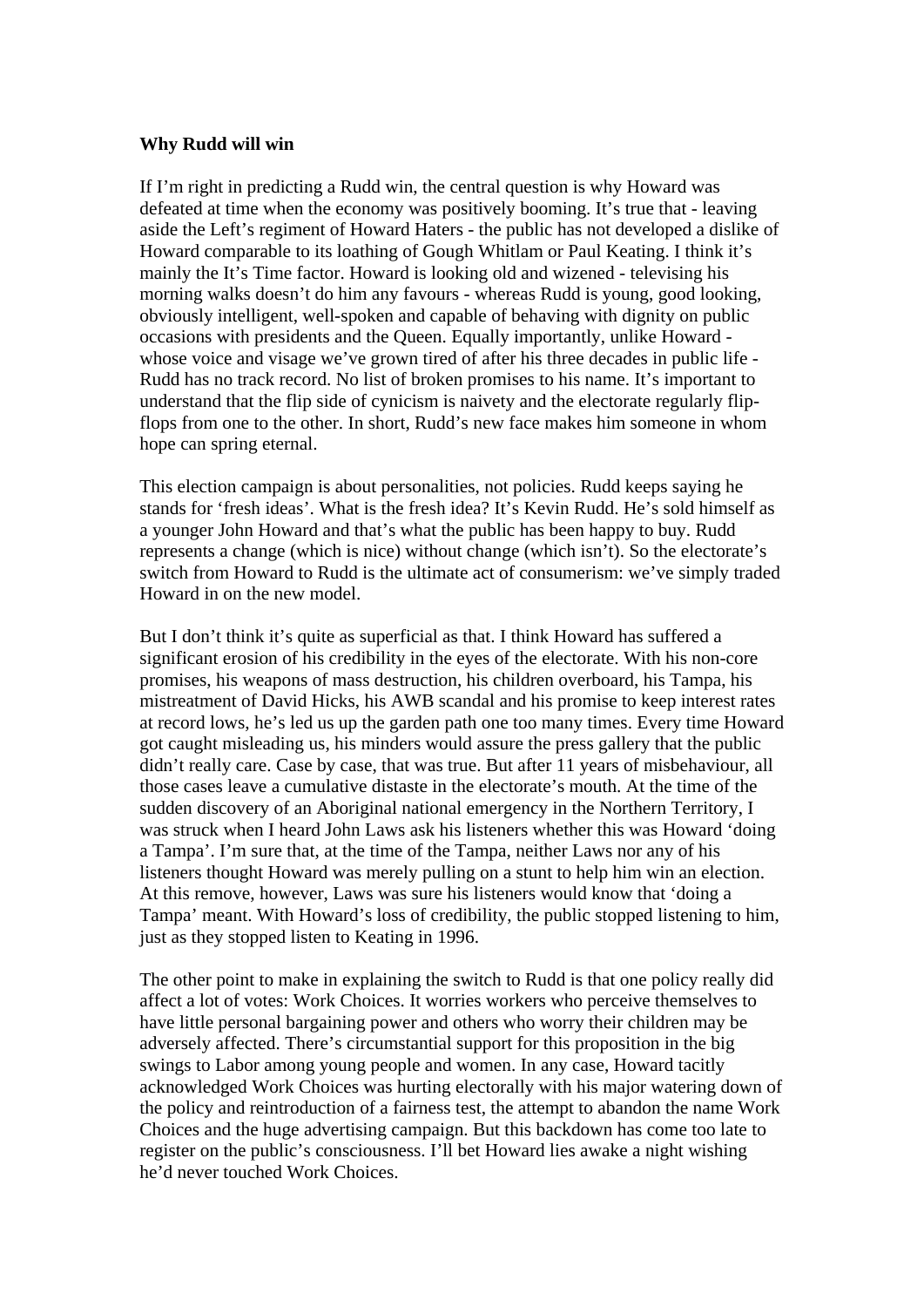**Why Rudd will win**

If I'm right in predicting a Rudd win, the central question is why Howard was defeated at time when the economy was positively booming. It's true that - leaving aside the Left's regiment of Howard Haters - the public has not developed a dislike of Howard comparable to its loathing of Gough Whitlam or Paul Keating. I think it's mainly the It's Time factor. Howard is looking old and wizened - televising his morning walks doesn't do him any favours - whereas Rudd is young, good looking, obviously intelligent, well-spoken and capable of behaving with dignity on public occasions with presidents and the Queen. Equally importantly, unlike Howard - whose voice and visage we've grown tired of after his three decades in public life - Rudd has no track record. No list of broken promises to his name. It's important to understand that the flip side of cynicism is naivety and the electorate regularly flip-flops from one to the other. In short, Rudd's new face makes him someone in whom hope can spring eternal.

This election campaign is about personalities, not policies. Rudd keeps saying he stands for 'fresh ideas'. What is the fresh idea? It's Kevin Rudd. He's sold himself as a younger John Howard and that's what the public has been happy to buy. Rudd represents a change (which is nice) without change (which isn't). So the electorate's switch from Howard to Rudd is the ultimate act of consumerism: we've simply traded Howard in on the new model.

But I don't think it's quite as superficial as that. I think Howard has suffered a significant erosion of his credibility in the eyes of the electorate. With his non-core promises, his weapons of mass destruction, his children overboard, his Tampa, his mistreatment of David Hicks, his AWB scandal and his promise to keep interest rates at record lows, he's led us up the garden path one too many times. Every time Howard got caught misleading us, his minders would assure the press gallery that the public didn't really care. Case by case, that was true. But after 11 years of misbehaviour, all those cases leave a cumulative distaste in the electorate's mouth. At the time of the sudden discovery of an Aboriginal national emergency in the Northern Territory, I was struck when I heard John Laws ask his listeners whether this was Howard 'doing a Tampa'. I'm sure that, at the time of the Tampa, neither Laws nor any of his listeners thought Howard was merely pulling on a stunt to help him win an election. At this remove, however, Laws was sure his listeners would know that 'doing a Tampa' meant. With Howard's loss of credibility, the public stopped listening to him, just as they stopped listen to Keating in 1996.

The other point to make in explaining the switch to Rudd is that one policy really did affect a lot of votes: Work Choices. It worries workers who perceive themselves to have little personal bargaining power and others who worry their children may be adversely affected. There's circumstantial support for this proposition in the big swings to Labor among young people and women. In any case, Howard tacitly acknowledged Work Choices was hurting electorally with his major watering down of the policy and reintroduction of a fairness test, the attempt to abandon the name Work Choices and the huge advertising campaign. But this backdown has come too late to register on the public's consciousness. I'll bet Howard lies awake a night wishing he'd never touched Work Choices.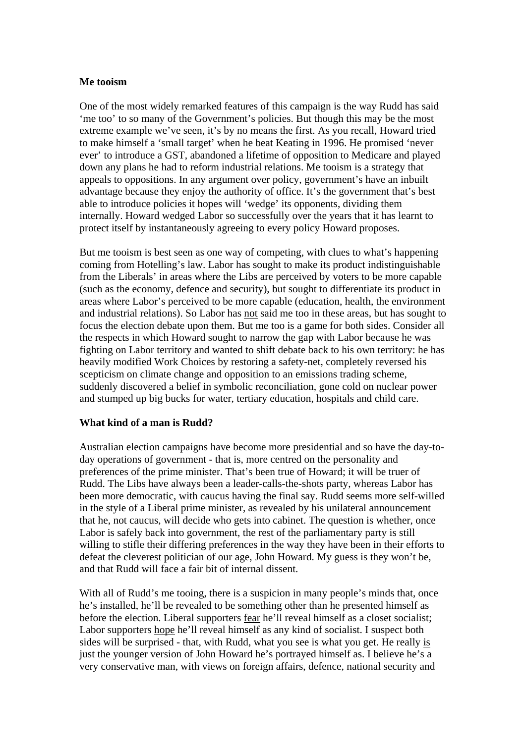**Me tooism**

One of the most widely remarked features of this campaign is the way Rudd has said 'me too' to so many of the Government's policies. But though this may be the most extreme example we've seen, it's by no means the first. As you recall, Howard tried to make himself a 'small target' when he beat Keating in 1996. He promised 'never ever' to introduce a GST, abandoned a lifetime of opposition to Medicare and played down any plans he had to reform industrial relations. Me tooism is a strategy that appeals to oppositions. In any argument over policy, government's have an inbuilt advantage because they enjoy the authority of office. It's the government that's best able to introduce policies it hopes will 'wedge' its opponents, dividing them internally. Howard wedged Labor so successfully over the years that it has learnt to protect itself by instantaneously agreeing to every policy Howard proposes.

But me tooism is best seen as one way of competing, with clues to what's happening coming from Hotelling's law. Labor has sought to make its product indistinguishable from the Liberals' in areas where the Libs are perceived by voters to be more capable (such as the economy, defence and security), but sought to differentiate its product in areas where Labor's perceived to be more capable (education, health, the environment and industrial relations). So Labor has <u>not</u> said me too in these areas, but has sought to focus the election debate upon them. But me too is a game for both sides. Consider all the respects in which Howard sought to narrow the gap with Labor because he was fighting on Labor territory and wanted to shift debate back to his own territory: he has heavily modified Work Choices by restoring a safety-net, completely reversed his scepticism on climate change and opposition to an emissions trading scheme, suddenly discovered a belief in symbolic reconciliation, gone cold on nuclear power and stumped up big bucks for water, tertiary education, hospitals and child care.

**What kind of a man is Rudd?**

Australian election campaigns have become more presidential and so have the day-to-day operations of government - that is, more centred on the personality and preferences of the prime minister. That's been true of Howard; it will be truer of Rudd. The Libs have always been a leader-calls-the-shots party, whereas Labor has been more democratic, with caucus having the final say. Rudd seems more self-willed in the style of a Liberal prime minister, as revealed by his unilateral announcement that he, not caucus, will decide who gets into cabinet. The question is whether, once Labor is safely back into government, the rest of the parliamentary party is still willing to stifle their differing preferences in the way they have been in their efforts to defeat the cleverest politician of our age, John Howard. My guess is they won't be, and that Rudd will face a fair bit of internal dissent.

With all of Rudd's me tooing, there is a suspicion in many people's minds that, once he's installed, he'll be revealed to be something other than he presented himself as before the election. Liberal supporters <u>fear</u> he'll reveal himself as a closet socialist; Labor supporters <u>hope</u> he'll reveal himself as any kind of socialist. I suspect both sides will be surprised - that, with Rudd, what you see is what you get. He really <u>is</u> just the younger version of John Howard he's portrayed himself as. I believe he's a very conservative man, with views on foreign affairs, defence, national security and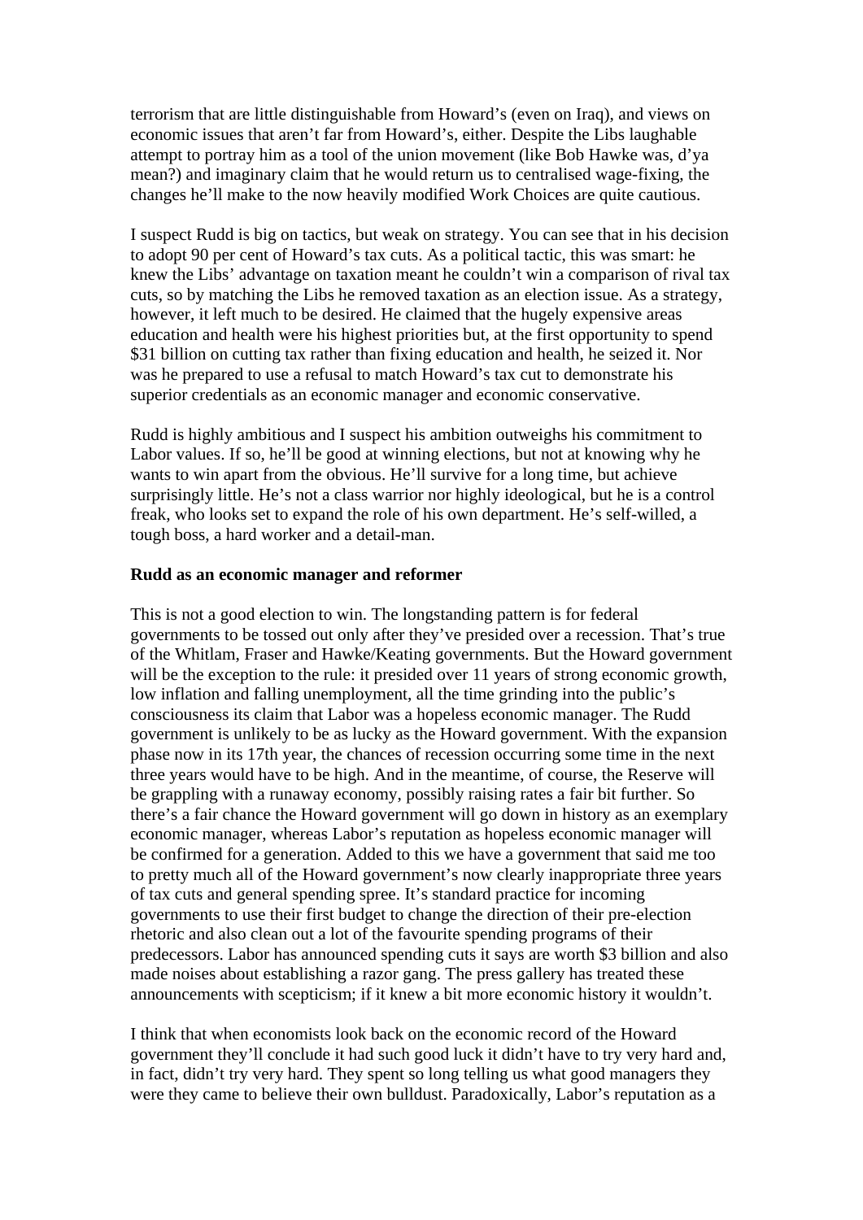terrorism that are little distinguishable from Howard's (even on Iraq), and views on economic issues that aren't far from Howard's, either. Despite the Libs laughable attempt to portray him as a tool of the union movement (like Bob Hawke was, d'ya mean?) and imaginary claim that he would return us to centralised wage-fixing, the changes he'll make to the now heavily modified Work Choices are quite cautious.

I suspect Rudd is big on tactics, but weak on strategy. You can see that in his decision to adopt 90 per cent of Howard's tax cuts. As a political tactic, this was smart: he knew the Libs' advantage on taxation meant he couldn't win a comparison of rival tax cuts, so by matching the Libs he removed taxation as an election issue. As a strategy, however, it left much to be desired. He claimed that the hugely expensive areas education and health were his highest priorities but, at the first opportunity to spend $31 billion on cutting tax rather than fixing education and health, he seized it. Nor was he prepared to use a refusal to match Howard's tax cut to demonstrate his superior credentials as an economic manager and economic conservative.

Rudd is highly ambitious and I suspect his ambition outweighs his commitment to Labor values. If so, he'll be good at winning elections, but not at knowing why he wants to win apart from the obvious. He'll survive for a long time, but achieve surprisingly little. He's not a class warrior nor highly ideological, but he is a control freak, who looks set to expand the role of his own department. He's self-willed, a tough boss, a hard worker and a detail-man.

**Rudd as an economic manager and reformer**

This is not a good election to win. The longstanding pattern is for federal governments to be tossed out only after they've presided over a recession. That's true of the Whitlam, Fraser and Hawke/Keating governments. But the Howard government will be the exception to the rule: it presided over 11 years of strong economic growth, low inflation and falling unemployment, all the time grinding into the public's consciousness its claim that Labor was a hopeless economic manager. The Rudd government is unlikely to be as lucky as the Howard government. With the expansion phase now in its 17th year, the chances of recession occurring some time in the next three years would have to be high. And in the meantime, of course, the Reserve will be grappling with a runaway economy, possibly raising rates a fair bit further. So there's a fair chance the Howard government will go down in history as an exemplary economic manager, whereas Labor's reputation as hopeless economic manager will be confirmed for a generation. Added to this we have a government that said me too to pretty much all of the Howard government's now clearly inappropriate three years of tax cuts and general spending spree. It's standard practice for incoming governments to use their first budget to change the direction of their pre-election rhetoric and also clean out a lot of the favourite spending programs of their predecessors. Labor has announced spending cuts it says are worth $3 billion and also made noises about establishing a razor gang. The press gallery has treated these announcements with scepticism; if it knew a bit more economic history it wouldn't.

I think that when economists look back on the economic record of the Howard government they'll conclude it had such good luck it didn't have to try very hard and, in fact, didn't try very hard. They spent so long telling us what good managers they were they came to believe their own bulldust. Paradoxically, Labor's reputation as a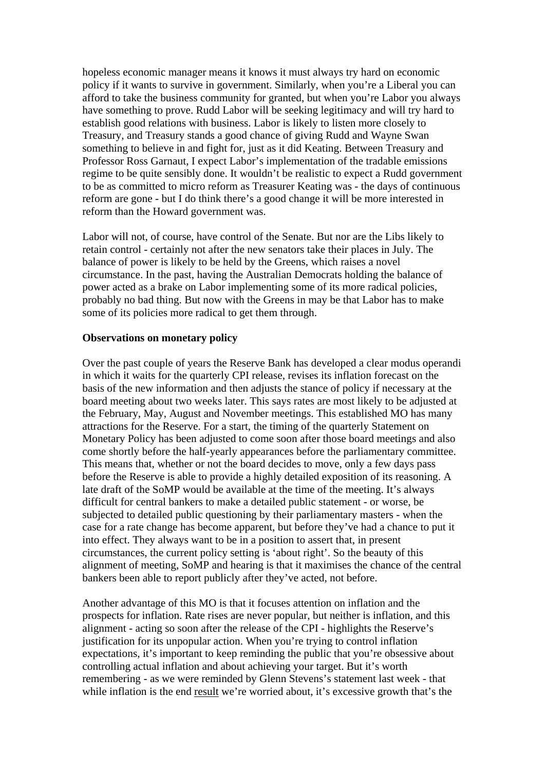hopeless economic manager means it knows it must always try hard on economic policy if it wants to survive in government. Similarly, when you're a Liberal you can afford to take the business community for granted, but when you're Labor you always have something to prove. Rudd Labor will be seeking legitimacy and will try hard to establish good relations with business. Labor is likely to listen more closely to Treasury, and Treasury stands a good chance of giving Rudd and Wayne Swan something to believe in and fight for, just as it did Keating. Between Treasury and Professor Ross Garnaut, I expect Labor's implementation of the tradable emissions regime to be quite sensibly done. It wouldn't be realistic to expect a Rudd government to be as committed to micro reform as Treasurer Keating was - the days of continuous reform are gone - but I do think there's a good change it will be more interested in reform than the Howard government was.

Labor will not, of course, have control of the Senate. But nor are the Libs likely to retain control - certainly not after the new senators take their places in July. The balance of power is likely to be held by the Greens, which raises a novel circumstance. In the past, having the Australian Democrats holding the balance of power acted as a brake on Labor implementing some of its more radical policies, probably no bad thing. But now with the Greens in may be that Labor has to make some of its policies more radical to get them through.

**Observations on monetary policy**

Over the past couple of years the Reserve Bank has developed a clear modus operandi in which it waits for the quarterly CPI release, revises its inflation forecast on the basis of the new information and then adjusts the stance of policy if necessary at the board meeting about two weeks later. This says rates are most likely to be adjusted at the February, May, August and November meetings. This established MO has many attractions for the Reserve. For a start, the timing of the quarterly Statement on Monetary Policy has been adjusted to come soon after those board meetings and also come shortly before the half-yearly appearances before the parliamentary committee. This means that, whether or not the board decides to move, only a few days pass before the Reserve is able to provide a highly detailed exposition of its reasoning. A late draft of the SoMP would be available at the time of the meeting. It's always difficult for central bankers to make a detailed public statement - or worse, be subjected to detailed public questioning by their parliamentary masters - when the case for a rate change has become apparent, but before they've had a chance to put it into effect. They always want to be in a position to assert that, in present circumstances, the current policy setting is 'about right'. So the beauty of this alignment of meeting, SoMP and hearing is that it maximises the chance of the central bankers been able to report publicly after they've acted, not before.

Another advantage of this MO is that it focuses attention on inflation and the prospects for inflation. Rate rises are never popular, but neither is inflation, and this alignment - acting so soon after the release of the CPI - highlights the Reserve's justification for its unpopular action. When you're trying to control inflation expectations, it's important to keep reminding the public that you're obsessive about controlling actual inflation and about achieving your target. But it's worth remembering - as we were reminded by Glenn Stevens's statement last week - that while inflation is the end <u>result</u> we're worried about, it's excessive growth that's the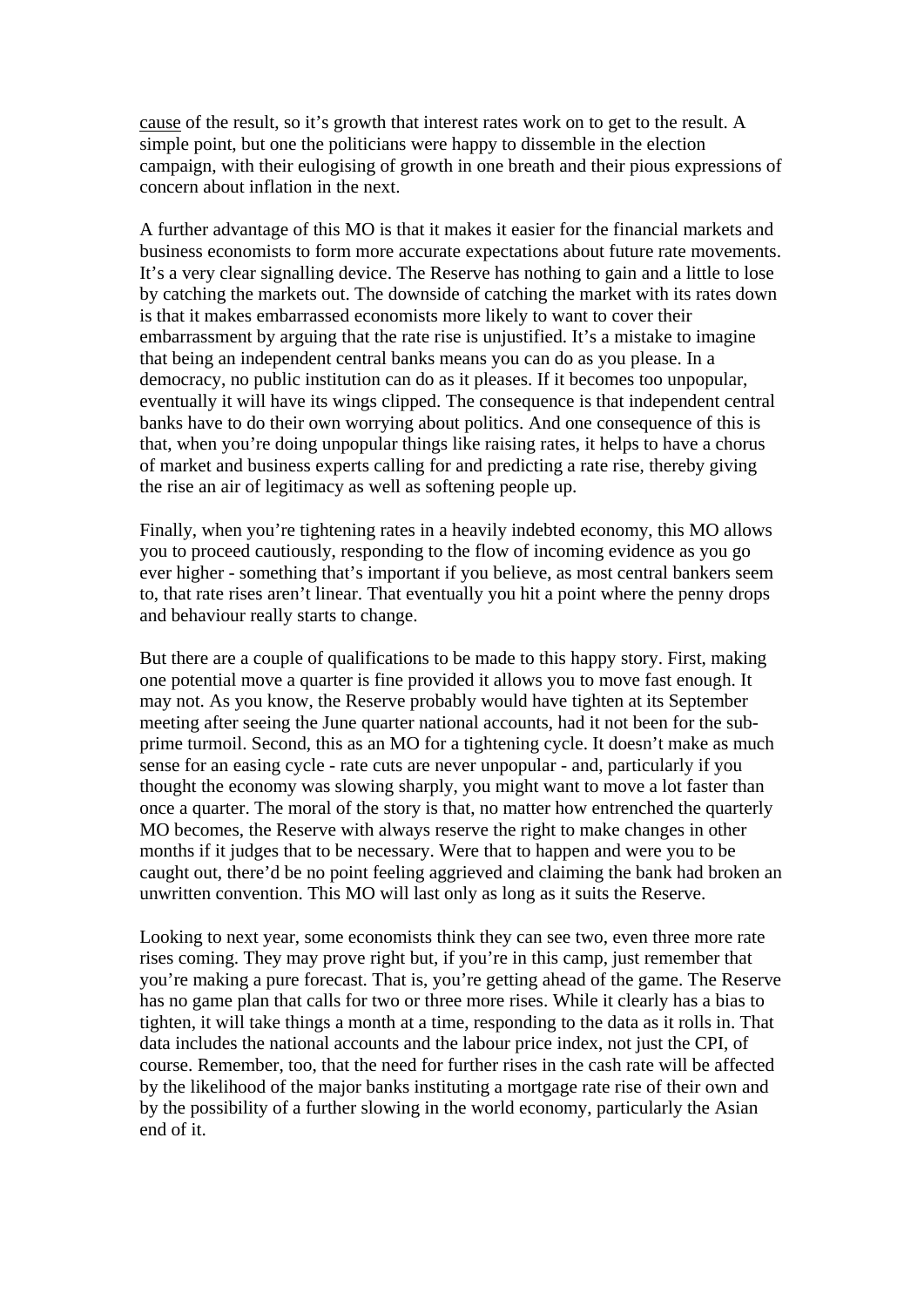cause of the result, so it's growth that interest rates work on to get to the result. A simple point, but one the politicians were happy to dissemble in the election campaign, with their eulogising of growth in one breath and their pious expressions of concern about inflation in the next.

A further advantage of this MO is that it makes it easier for the financial markets and business economists to form more accurate expectations about future rate movements. It's a very clear signalling device. The Reserve has nothing to gain and a little to lose by catching the markets out. The downside of catching the market with its rates down is that it makes embarrassed economists more likely to want to cover their embarrassment by arguing that the rate rise is unjustified. It's a mistake to imagine that being an independent central banks means you can do as you please. In a democracy, no public institution can do as it pleases. If it becomes too unpopular, eventually it will have its wings clipped. The consequence is that independent central banks have to do their own worrying about politics. And one consequence of this is that, when you're doing unpopular things like raising rates, it helps to have a chorus of market and business experts calling for and predicting a rate rise, thereby giving the rise an air of legitimacy as well as softening people up.

Finally, when you're tightening rates in a heavily indebted economy, this MO allows you to proceed cautiously, responding to the flow of incoming evidence as you go ever higher - something that's important if you believe, as most central bankers seem to, that rate rises aren't linear. That eventually you hit a point where the penny drops and behaviour really starts to change.

But there are a couple of qualifications to be made to this happy story. First, making one potential move a quarter is fine provided it allows you to move fast enough. It may not. As you know, the Reserve probably would have tighten at its September meeting after seeing the June quarter national accounts, had it not been for the sub-prime turmoil. Second, this as an MO for a tightening cycle. It doesn't make as much sense for an easing cycle - rate cuts are never unpopular - and, particularly if you thought the economy was slowing sharply, you might want to move a lot faster than once a quarter. The moral of the story is that, no matter how entrenched the quarterly MO becomes, the Reserve with always reserve the right to make changes in other months if it judges that to be necessary. Were that to happen and were you to be caught out, there'd be no point feeling aggrieved and claiming the bank had broken an unwritten convention. This MO will last only as long as it suits the Reserve.

Looking to next year, some economists think they can see two, even three more rate rises coming. They may prove right but, if you're in this camp, just remember that you're making a pure forecast. That is, you're getting ahead of the game. The Reserve has no game plan that calls for two or three more rises. While it clearly has a bias to tighten, it will take things a month at a time, responding to the data as it rolls in. That data includes the national accounts and the labour price index, not just the CPI, of course. Remember, too, that the need for further rises in the cash rate will be affected by the likelihood of the major banks instituting a mortgage rate rise of their own and by the possibility of a further slowing in the world economy, particularly the Asian end of it.